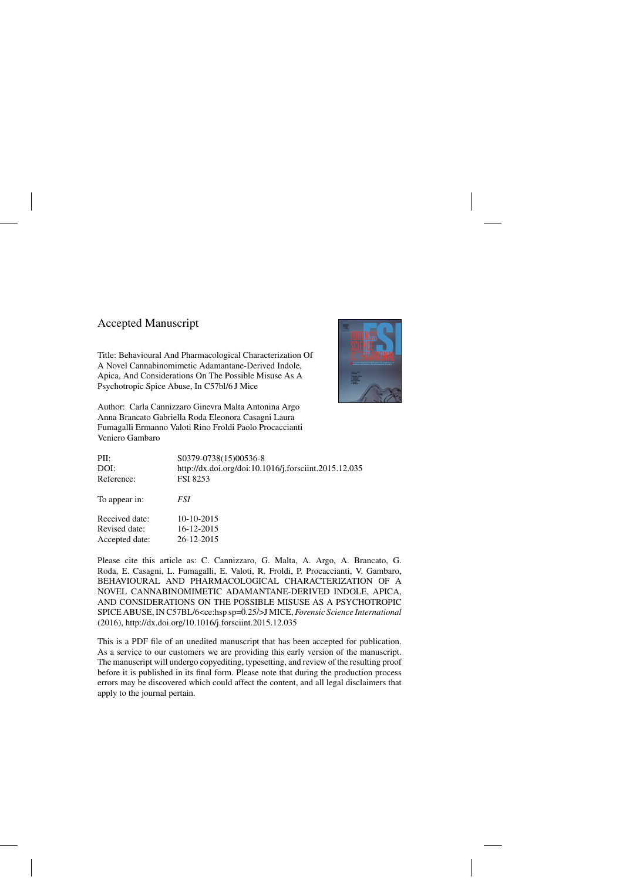Accepted Manuscript

Title: Behavioural And Pharmacological Characterization Of A Novel Cannabinomimetic Adamantane-Derived Indole, Apica, And Considerations On The Possible Misuse As A Psychotropic Spice Abuse, In C57bl/6 J Mice

Author: Carla Cannizzaro Ginevra Malta Antonina Argo Anna Brancato Gabriella Roda Eleonora Casagni Laura Fumagalli Ermanno Valoti Rino Froldi Paolo Procaccianti Veniero Gambaro

| | |
|---|---|
| PII: | S0379-0738(15)00536-8 |
| DOI: | http://dx.doi.org/doi:10.1016/j.forsciint.2015.12.035 |
| Reference: | FSI 8253 |

To appear in: *FSI*

| | |
|---|---|
| Received date: | 10-10-2015 |
| Revised date: | 16-12-2015 |
| Accepted date: | 26-12-2015 |

Please cite this article as: C. Cannizzaro, G. Malta, A. Argo, A. Brancato, G. Roda, E. Casagni, L. Fumagalli, E. Valoti, R. Froldi, P. Procaccianti, V. Gambaro, BEHAVIOURAL AND PHARMACOLOGICAL CHARACTERIZATION OF A NOVEL CANNABINOMIMETIC ADAMANTANE-DERIVED INDOLE, APICA, AND CONSIDERATIONS ON THE POSSIBLE MISUSE AS A PSYCHOTROPIC SPICE ABUSE, IN C57BL/6<ce:hsp sp=0̈.25/̈>J MICE, *Forensic Science International* (2016), http://dx.doi.org/10.1016/j.forsciint.2015.12.035

This is a PDF file of an unedited manuscript that has been accepted for publication. As a service to our customers we are providing this early version of the manuscript. The manuscript will undergo copyediting, typesetting, and review of the resulting proof before it is published in its final form. Please note that during the production process errors may be discovered which could affect the content, and all legal disclaimers that apply to the journal pertain.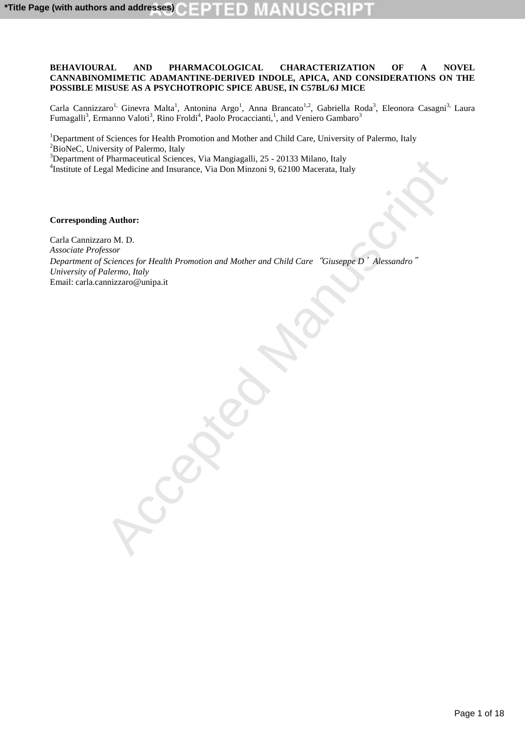**BEHAVIOURAL AND PHARMACOLOGICAL CHARACTERIZATION OF A NOVEL CANNABINOMIMETIC ADAMANTINE-DERIVED INDOLE, APICA, AND CONSIDERATIONS ON THE POSSIBLE MISUSE AS A PSYCHOTROPIC SPICE ABUSE, IN C57BL/6J MICE**

Carla Cannizzaro[1], Ginevra Malta[1], Antonina Argo[1], Anna Brancato[1,2], Gabriella Roda[3], Eleonora Casagni[3], Laura Fumagalli[3], Ermanno Valoti[3], Rino Froldi[4], Paolo Procaccianti,[1], and Veniero Gambaro[3]

[1]Department of Sciences for Health Promotion and Mother and Child Care, University of Palermo, Italy
[2]BioNeC, University of Palermo, Italy
[3]Department of Pharmaceutical Sciences, Via Mangiagalli, 25 - 20133 Milano, Italy
[4]Institute of Legal Medicine and Insurance, Via Don Minzoni 9, 62100 Macerata, Italy

**Corresponding Author:**

Carla Cannizzaro M. D.
*Associate Professor*
*Department of Sciences for Health Promotion and Mother and Child Care "Giuseppe D'Alessandro"*
*University of Palermo, Italy*
Email: carla.cannizzaro@unipa.it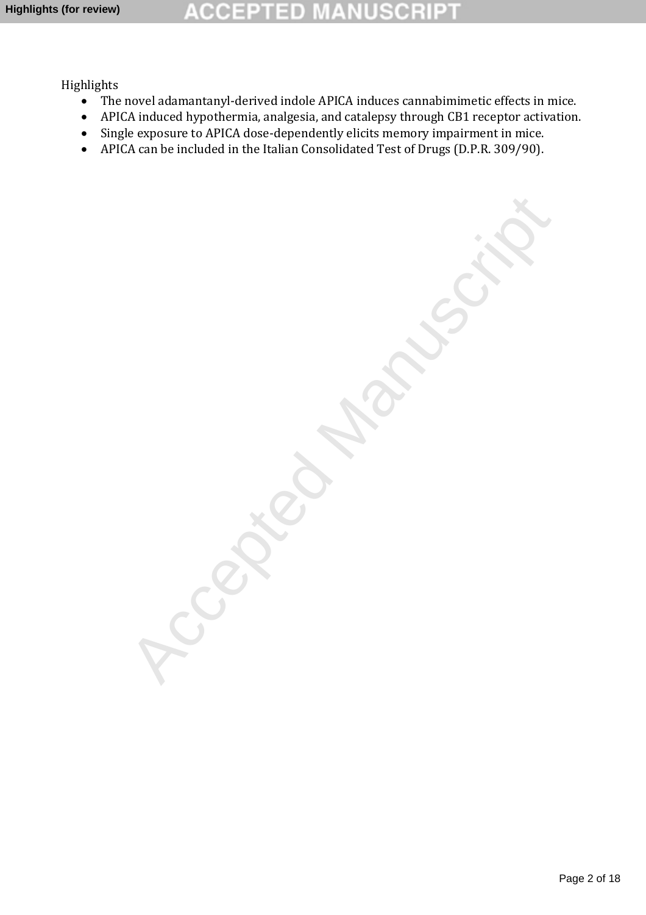Highlights

- The novel adamantanyl-derived indole APICA induces cannabimimetic effects in mice.
- APICA induced hypothermia, analgesia, and catalepsy through CB1 receptor activation.
- Single exposure to APICA dose-dependently elicits memory impairment in mice.
- APICA can be included in the Italian Consolidated Test of Drugs (D.P.R. 309/90).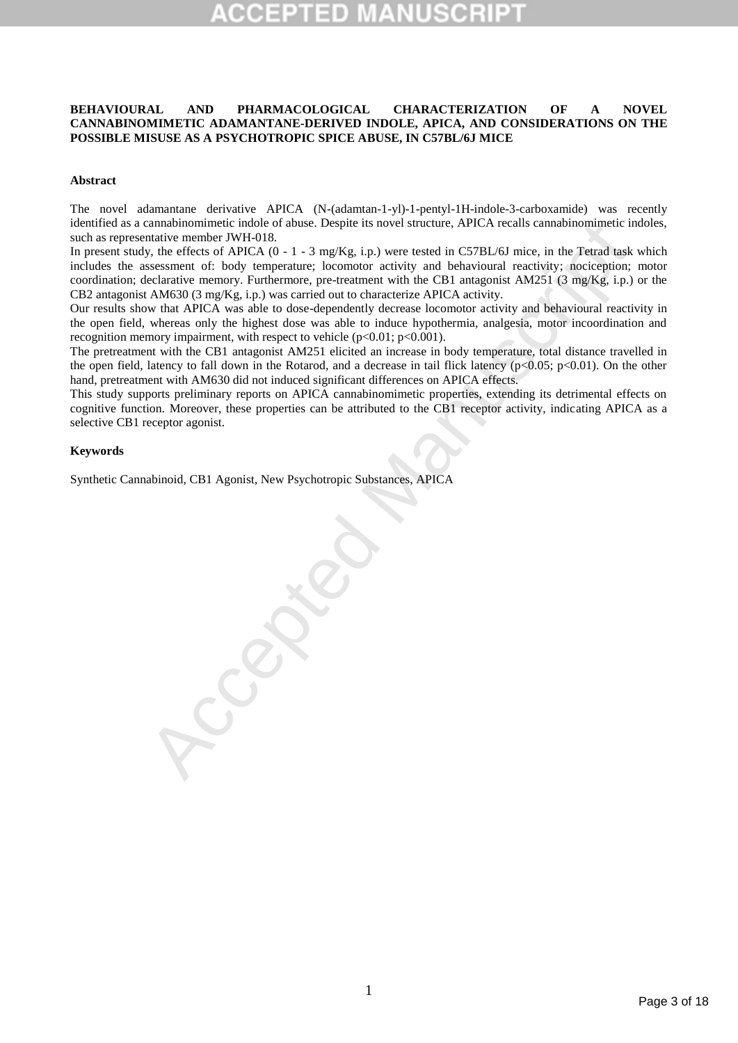**BEHAVIOURAL AND PHARMACOLOGICAL CHARACTERIZATION OF A NOVEL CANNABINOMIMETIC ADAMANTANE-DERIVED INDOLE, APICA, AND CONSIDERATIONS ON THE POSSIBLE MISUSE AS A PSYCHOTROPIC SPICE ABUSE, IN C57BL/6J MICE**

**Abstract**

The novel adamantane derivative APICA (N-(adamtan-1-yl)-1-pentyl-1H-indole-3-carboxamide) was recently identified as a cannabinomimetic indole of abuse. Despite its novel structure, APICA recalls cannabinomimetic indoles, such as representative member JWH-018.

In present study, the effects of APICA (0 - 1 - 3 mg/Kg, i.p.) were tested in C57BL/6J mice, in the Tetrad task which includes the assessment of: body temperature; locomotor activity and behavioural reactivity; nociception; motor coordination; declarative memory. Furthermore, pre-treatment with the CB1 antagonist AM251 (3 mg/Kg, i.p.) or the CB2 antagonist AM630 (3 mg/Kg, i.p.) was carried out to characterize APICA activity.

Our results show that APICA was able to dose-dependently decrease locomotor activity and behavioural reactivity in the open field, whereas only the highest dose was able to induce hypothermia, analgesia, motor incoordination and recognition memory impairment, with respect to vehicle ($p<0.01$; $p<0.001$).

The pretreatment with the CB1 antagonist AM251 elicited an increase in body temperature, total distance travelled in the open field, latency to fall down in the Rotarod, and a decrease in tail flick latency ($p<0.05$; $p<0.01$). On the other hand, pretreatment with AM630 did not induced significant differences on APICA effects.

This study supports preliminary reports on APICA cannabinomimetic properties, extending its detrimental effects on cognitive function. Moreover, these properties can be attributed to the CB1 receptor activity, indicating APICA as a selective CB1 receptor agonist.

**Keywords**

Synthetic Cannabinoid, CB1 Agonist, New Psychotropic Substances, APICA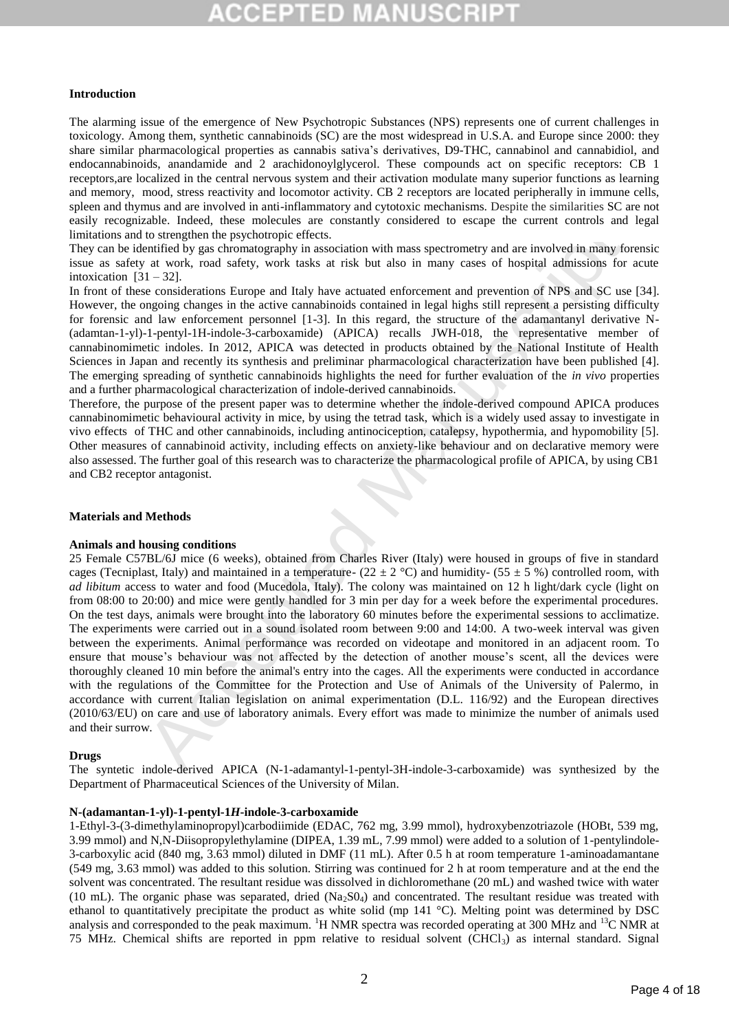### Introduction

The alarming issue of the emergence of New Psychotropic Substances (NPS) represents one of current challenges in toxicology. Among them, synthetic cannabinoids (SC) are the most widespread in U.S.A. and Europe since 2000: they share similar pharmacological properties as cannabis sativa's derivatives, D9-THC, cannabinol and cannabidiol, and endocannabinoids, anandamide and 2 arachidonoylglycerol. These compounds act on specific receptors: CB 1 receptors,are localized in the central nervous system and their activation modulate many superior functions as learning and memory, mood, stress reactivity and locomotor activity. CB 2 receptors are located peripherally in immune cells, spleen and thymus and are involved in anti-inflammatory and cytotoxic mechanisms. Despite the similarities SC are not easily recognizable. Indeed, these molecules are constantly considered to escape the current controls and legal limitations and to strengthen the psychotropic effects.

They can be identified by gas chromatography in association with mass spectrometry and are involved in many forensic issue as safety at work, road safety, work tasks at risk but also in many cases of hospital admissions for acute intoxication [31 – 32].

In front of these considerations Europe and Italy have actuated enforcement and prevention of NPS and SC use [34]. However, the ongoing changes in the active cannabinoids contained in legal highs still represent a persisting difficulty for forensic and law enforcement personnel [1-3]. In this regard, the structure of the adamantanyl derivative N-(adamtan-1-yl)-1-pentyl-1H-indole-3-carboxamide) (APICA) recalls JWH-018, the representative member of cannabinomimetic indoles. In 2012, APICA was detected in products obtained by the National Institute of Health Sciences in Japan and recently its synthesis and preliminar pharmacological characterization have been published [4]. The emerging spreading of synthetic cannabinoids highlights the need for further evaluation of the *in vivo* properties and a further pharmacological characterization of indole-derived cannabinoids.

Therefore, the purpose of the present paper was to determine whether the indole-derived compound APICA produces cannabinomimetic behavioural activity in mice, by using the tetrad task, which is a widely used assay to investigate in vivo effects of THC and other cannabinoids, including antinociception, catalepsy, hypothermia, and hypomobility [5]. Other measures of cannabinoid activity, including effects on anxiety-like behaviour and on declarative memory were also assessed. The further goal of this research was to characterize the pharmacological profile of APICA, by using CB1 and CB2 receptor antagonist.

### Materials and Methods

#### Animals and housing conditions

25 Female C57BL/6J mice (6 weeks), obtained from Charles River (Italy) were housed in groups of five in standard cages (Tecniplast, Italy) and maintained in a temperature- (22 ± 2 °C) and humidity- (55 ± 5 %) controlled room, with *ad libitum* access to water and food (Mucedola, Italy). The colony was maintained on 12 h light/dark cycle (light on from 08:00 to 20:00) and mice were gently handled for 3 min per day for a week before the experimental procedures. On the test days, animals were brought into the laboratory 60 minutes before the experimental sessions to acclimatize. The experiments were carried out in a sound isolated room between 9:00 and 14:00. A two-week interval was given between the experiments. Animal performance was recorded on videotape and monitored in an adjacent room. To ensure that mouse's behaviour was not affected by the detection of another mouse's scent, all the devices were thoroughly cleaned 10 min before the animal's entry into the cages. All the experiments were conducted in accordance with the regulations of the Committee for the Protection and Use of Animals of the University of Palermo, in accordance with current Italian legislation on animal experimentation (D.L. 116/92) and the European directives (2010/63/EU) on care and use of laboratory animals. Every effort was made to minimize the number of animals used and their surrow.

#### Drugs

The syntetic indole-derived APICA (N-1-adamantyl-1-pentyl-3H-indole-3-carboxamide) was synthesized by the Department of Pharmaceutical Sciences of the University of Milan.

#### N-(adamantan-1-yl)-1-pentyl-1*H*-indole-3-carboxamide

1-Ethyl-3-(3-dimethylaminopropyl)carbodiimide (EDAC, 762 mg, 3.99 mmol), hydroxybenzotriazole (HOBt, 539 mg, 3.99 mmol) and N,N-Diisopropylethylamine (DIPEA, 1.39 mL, 7.99 mmol) were added to a solution of 1-pentylindole-3-carboxylic acid (840 mg, 3.63 mmol) diluted in DMF (11 mL). After 0.5 h at room temperature 1-aminoadamantane (549 mg, 3.63 mmol) was added to this solution. Stirring was continued for 2 h at room temperature and at the end the solvent was concentrated. The resultant residue was dissolved in dichloromethane (20 mL) and washed twice with water (10 mL). The organic phase was separated, dried ($Na_2S0_4$) and concentrated. The resultant residue was treated with ethanol to quantitatively precipitate the product as white solid (mp 141 °C). Melting point was determined by DSC analysis and corresponded to the peak maximum. $^1$H NMR spectra was recorded operating at 300 MHz and $^{13}$C NMR at 75 MHz. Chemical shifts are reported in ppm relative to residual solvent ($CHCl_3$) as internal standard. Signal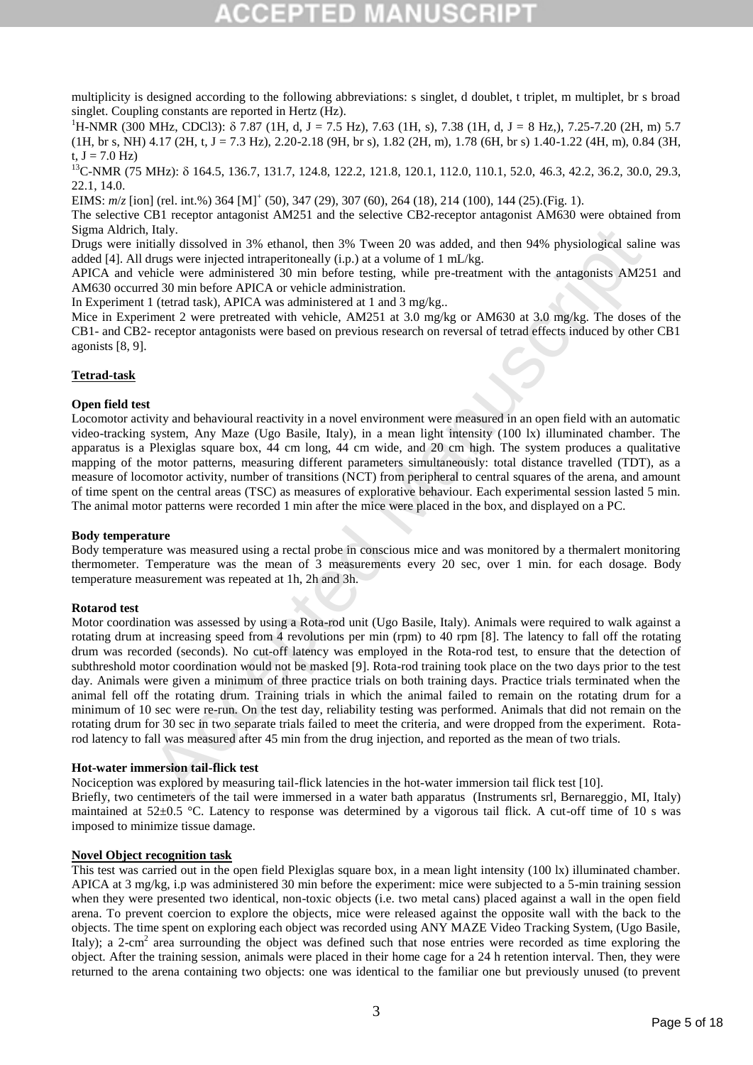multiplicity is designed according to the following abbreviations: s singlet, d doublet, t triplet, m multiplet, br s broad singlet. Coupling constants are reported in Hertz (Hz).

$^{1}$H-NMR (300 MHz, $CDCl_3$): δ 7.87 (1H, d, J = 7.5 Hz), 7.63 (1H, s), 7.38 (1H, d, J = 8 Hz,), 7.25-7.20 (2H, m) 5.7 (1H, br s, NH) 4.17 (2H, t, J = 7.3 Hz), 2.20-2.18 (9H, br s), 1.82 (2H, m), 1.78 (6H, br s) 1.40-1.22 (4H, m), 0.84 (3H, t, J = 7.0 Hz)

$^{13}$C-NMR (75 MHz): δ 164.5, 136.7, 131.7, 124.8, 122.2, 121.8, 120.1, 112.0, 110.1, 52.0, 46.3, 42.2, 36.2, 30.0, 29.3, 22.1, 14.0.

EIMS: *m/z* [ion] (rel. int.%) 364 $[M]^+$ (50), 347 (29), 307 (60), 264 (18), 214 (100), 144 (25).(Fig. 1).

The selective CB1 receptor antagonist AM251 and the selective CB2-receptor antagonist AM630 were obtained from Sigma Aldrich, Italy.

Drugs were initially dissolved in 3% ethanol, then 3% Tween 20 was added, and then 94% physiological saline was added [4]. All drugs were injected intraperitoneally (i.p.) at a volume of 1 mL/kg.

APICA and vehicle were administered 30 min before testing, while pre-treatment with the antagonists AM251 and AM630 occurred 30 min before APICA or vehicle administration.

In Experiment 1 (tetrad task), APICA was administered at 1 and 3 mg/kg..

Mice in Experiment 2 were pretreated with vehicle, AM251 at 3.0 mg/kg or AM630 at 3.0 mg/kg. The doses of the CB1- and CB2- receptor antagonists were based on previous research on reversal of tetrad effects induced by other CB1 agonists [8, 9].

## Tetrad-task

### Open field test

Locomotor activity and behavioural reactivity in a novel environment were measured in an open field with an automatic video-tracking system, Any Maze (Ugo Basile, Italy), in a mean light intensity (100 lx) illuminated chamber. The apparatus is a Plexiglas square box, 44 cm long, 44 cm wide, and 20 cm high. The system produces a qualitative mapping of the motor patterns, measuring different parameters simultaneously: total distance travelled (TDT), as a measure of locomotor activity, number of transitions (NCT) from peripheral to central squares of the arena, and amount of time spent on the central areas (TSC) as measures of explorative behaviour. Each experimental session lasted 5 min. The animal motor patterns were recorded 1 min after the mice were placed in the box, and displayed on a PC.

### Body temperature

Body temperature was measured using a rectal probe in conscious mice and was monitored by a thermalert monitoring thermometer. Temperature was the mean of 3 measurements every 20 sec, over 1 min. for each dosage. Body temperature measurement was repeated at 1h, 2h and 3h.

### Rotarod test

Motor coordination was assessed by using a Rota-rod unit (Ugo Basile, Italy). Animals were required to walk against a rotating drum at increasing speed from 4 revolutions per min (rpm) to 40 rpm [8]. The latency to fall off the rotating drum was recorded (seconds). No cut-off latency was employed in the Rota-rod test, to ensure that the detection of subthreshold motor coordination would not be masked [9]. Rota-rod training took place on the two days prior to the test day. Animals were given a minimum of three practice trials on both training days. Practice trials terminated when the animal fell off the rotating drum. Training trials in which the animal failed to remain on the rotating drum for a minimum of 10 sec were re-run. On the test day, reliability testing was performed. Animals that did not remain on the rotating drum for 30 sec in two separate trials failed to meet the criteria, and were dropped from the experiment. Rota-rod latency to fall was measured after 45 min from the drug injection, and reported as the mean of two trials.

### Hot-water immersion tail-flick test

Nociception was explored by measuring tail-flick latencies in the hot-water immersion tail flick test [10].

Briefly, two centimeters of the tail were immersed in a water bath apparatus (Instruments srl, Bernareggio, MI, Italy) maintained at 52±0.5 °C. Latency to response was determined by a vigorous tail flick. A cut-off time of 10 s was imposed to minimize tissue damage.

## Novel Object recognition task

This test was carried out in the open field Plexiglas square box, in a mean light intensity (100 lx) illuminated chamber. APICA at 3 mg/kg, i.p was administered 30 min before the experiment: mice were subjected to a 5-min training session when they were presented two identical, non-toxic objects (i.e. two metal cans) placed against a wall in the open field arena. To prevent coercion to explore the objects, mice were released against the opposite wall with the back to the objects. The time spent on exploring each object was recorded using ANY MAZE Video Tracking System, (Ugo Basile, Italy); a 2-cm$^2$ area surrounding the object was defined such that nose entries were recorded as time exploring the object. After the training session, animals were placed in their home cage for a 24 h retention interval. Then, they were returned to the arena containing two objects: one was identical to the familiar one but previously unused (to prevent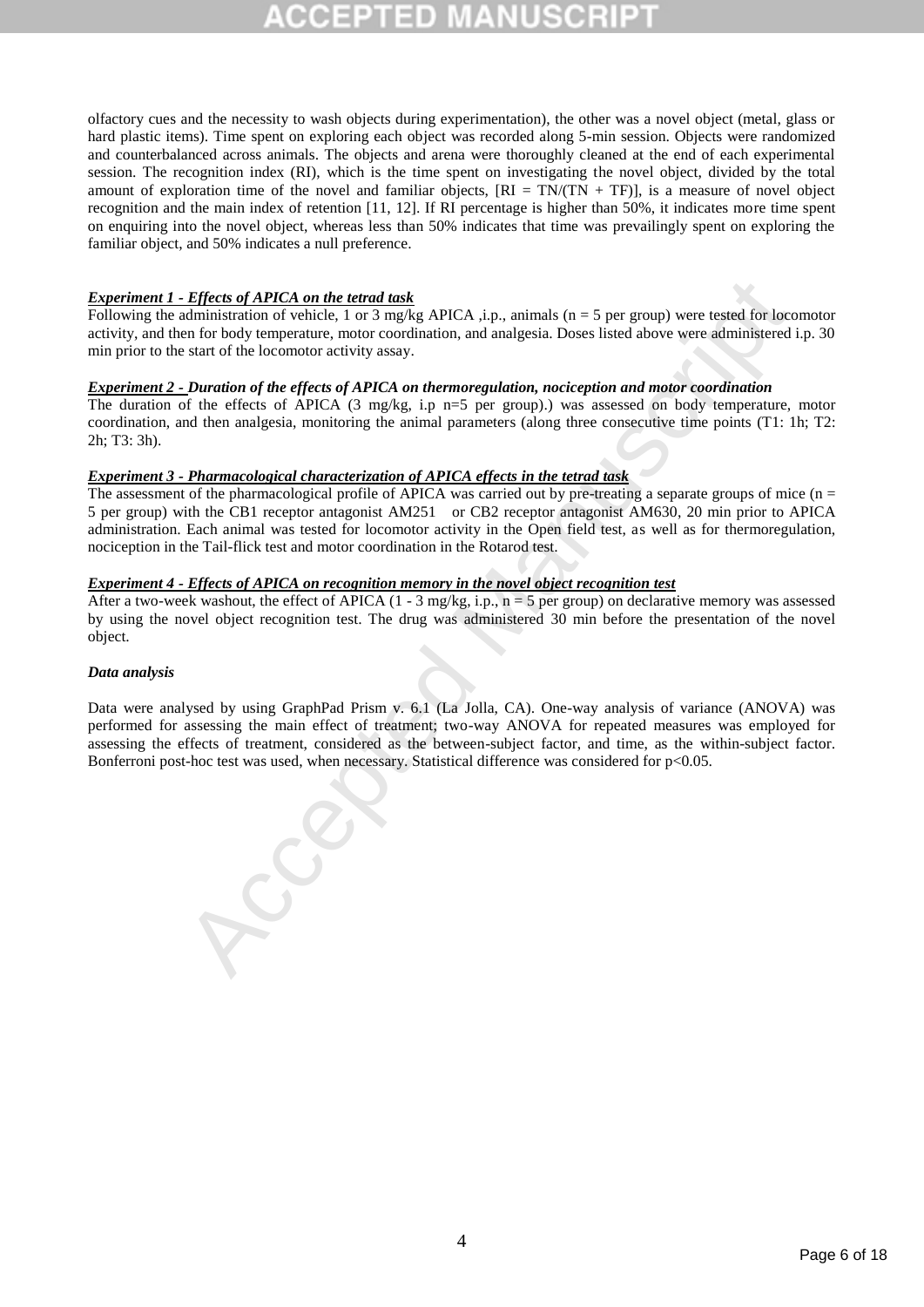olfactory cues and the necessity to wash objects during experimentation), the other was a novel object (metal, glass or hard plastic items). Time spent on exploring each object was recorded along 5-min session. Objects were randomized and counterbalanced across animals. The objects and arena were thoroughly cleaned at the end of each experimental session. The recognition index (RI), which is the time spent on investigating the novel object, divided by the total amount of exploration time of the novel and familiar objects, [$RI = TN/(TN + TF)$], is a measure of novel object recognition and the main index of retention [11, 12]. If RI percentage is higher than 50%, it indicates more time spent on enquiring into the novel object, whereas less than 50% indicates that time was prevailingly spent on exploring the familiar object, and 50% indicates a null preference.

***Experiment 1 - Effects of APICA on the tetrad task***

Following the administration of vehicle, 1 or 3 mg/kg APICA ,i.p., animals (n = 5 per group) were tested for locomotor activity, and then for body temperature, motor coordination, and analgesia. Doses listed above were administered i.p. 30 min prior to the start of the locomotor activity assay.

***Experiment 2 - Duration of the effects of APICA on thermoregulation, nociception and motor coordination***

The duration of the effects of APICA (3 mg/kg, i.p n=5 per group).) was assessed on body temperature, motor coordination, and then analgesia, monitoring the animal parameters (along three consecutive time points (T1: 1h; T2: 2h; T3: 3h).

***Experiment 3 - Pharmacological characterization of APICA effects in the tetrad task***

The assessment of the pharmacological profile of APICA was carried out by pre-treating a separate groups of mice (n = 5 per group) with the CB1 receptor antagonist AM251 or CB2 receptor antagonist AM630, 20 min prior to APICA administration. Each animal was tested for locomotor activity in the Open field test, as well as for thermoregulation, nociception in the Tail-flick test and motor coordination in the Rotarod test.

***Experiment 4 - Effects of APICA on recognition memory in the novel object recognition test***

After a two-week washout, the effect of APICA (1 - 3 mg/kg, i.p., n = 5 per group) on declarative memory was assessed by using the novel object recognition test. The drug was administered 30 min before the presentation of the novel object.

***Data analysis***

Data were analysed by using GraphPad Prism v. 6.1 (La Jolla, CA). One-way analysis of variance (ANOVA) was performed for assessing the main effect of treatment; two-way ANOVA for repeated measures was employed for assessing the effects of treatment, considered as the between-subject factor, and time, as the within-subject factor. Bonferroni post-hoc test was used, when necessary. Statistical difference was considered for $p<0.05$.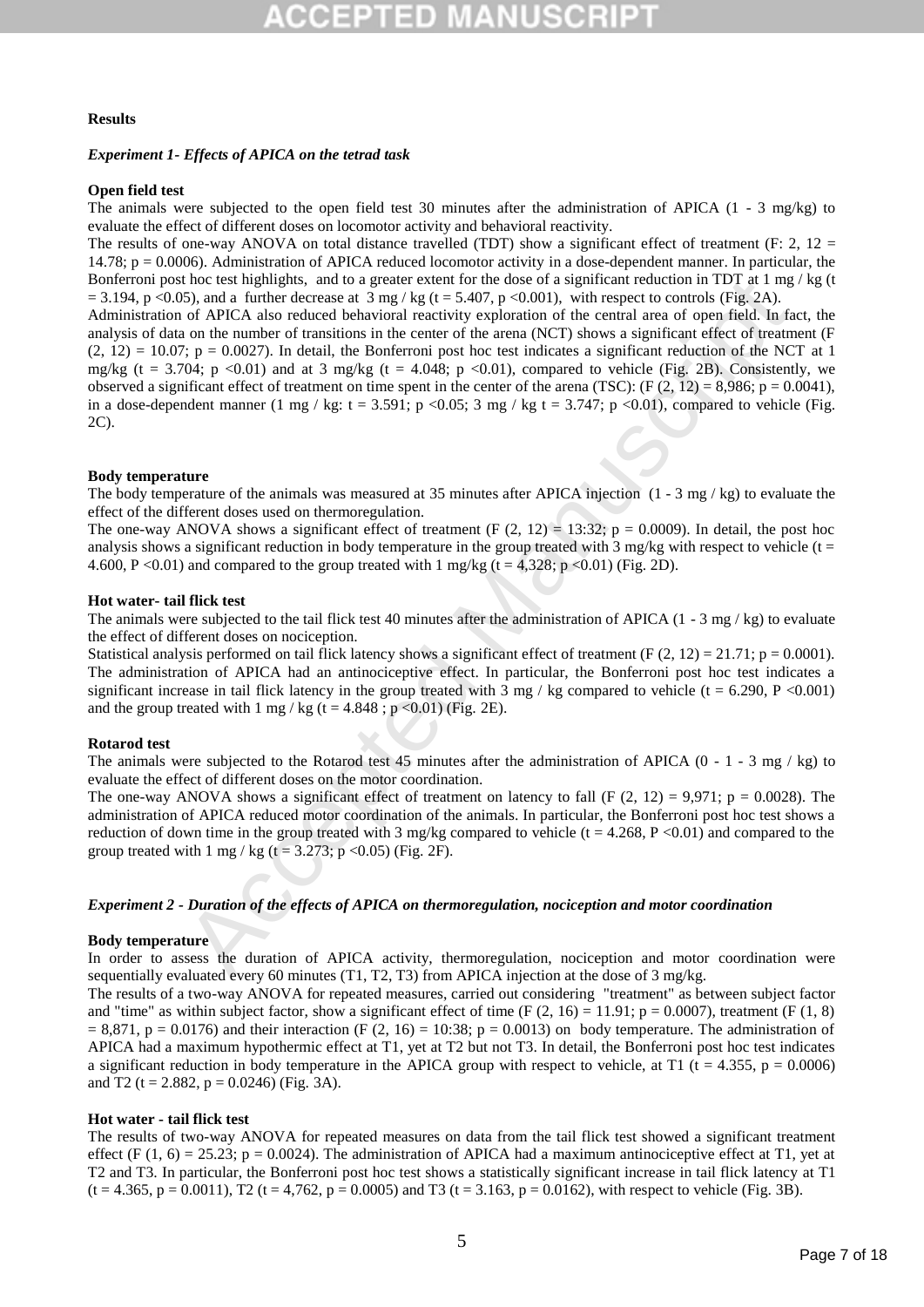**Results**

***Experiment 1- Effects of APICA on the tetrad task***

**Open field test**

The animals were subjected to the open field test 30 minutes after the administration of APICA (1 - 3 mg/kg) to evaluate the effect of different doses on locomotor activity and behavioral reactivity.

The results of one-way ANOVA on total distance travelled (TDT) show a significant effect of treatment (F: 2, 12 = 14.78; $p = 0.0006$). Administration of APICA reduced locomotor activity in a dose-dependent manner. In particular, the Bonferroni post hoc test highlights, and to a greater extent for the dose of a significant reduction in TDT at 1 mg / kg (t = 3.194, $p < 0.05$), and a further decrease at 3 mg / kg (t = 5.407, $p < 0.001$), with respect to controls (Fig. 2A).

Administration of APICA also reduced behavioral reactivity exploration of the central area of open field. In fact, the analysis of data on the number of transitions in the center of the arena (NCT) shows a significant effect of treatment (F (2, 12) = 10.07; $p = 0.0027$). In detail, the Bonferroni post hoc test indicates a significant reduction of the NCT at 1 mg/kg (t = 3.704; $p < 0.01$) and at 3 mg/kg (t = 4.048; $p < 0.01$), compared to vehicle (Fig. 2B). Consistently, we observed a significant effect of treatment on time spent in the center of the arena (TSC): (F (2, 12) = 8,986; $p = 0.0041$), in a dose-dependent manner (1 mg / kg: t = 3.591; $p < 0.05$; 3 mg / kg t = 3.747; $p < 0.01$), compared to vehicle (Fig. 2C).

**Body temperature**

The body temperature of the animals was measured at 35 minutes after APICA injection (1 - 3 mg / kg) to evaluate the effect of the different doses used on thermoregulation.

The one-way ANOVA shows a significant effect of treatment (F (2, 12) = 13:32; $p = 0.0009$). In detail, the post hoc analysis shows a significant reduction in body temperature in the group treated with 3 mg/kg with respect to vehicle (t = 4.600, $P < 0.01$) and compared to the group treated with 1 mg/kg (t = 4,328; $p < 0.01$) (Fig. 2D).

**Hot water- tail flick test**

The animals were subjected to the tail flick test 40 minutes after the administration of APICA (1 - 3 mg / kg) to evaluate the effect of different doses on nociception.

Statistical analysis performed on tail flick latency shows a significant effect of treatment (F (2, 12) = 21.71; $p = 0.0001$). The administration of APICA had an antinociceptive effect. In particular, the Bonferroni post hoc test indicates a significant increase in tail flick latency in the group treated with 3 mg / kg compared to vehicle (t = 6.290, $P < 0.001$) and the group treated with 1 mg / kg (t = 4.848 ; $p < 0.01$) (Fig. 2E).

**Rotarod test**

The animals were subjected to the Rotarod test 45 minutes after the administration of APICA (0 - 1 - 3 mg / kg) to evaluate the effect of different doses on the motor coordination.

The one-way ANOVA shows a significant effect of treatment on latency to fall (F (2, 12) = 9,971; $p = 0.0028$). The administration of APICA reduced motor coordination of the animals. In particular, the Bonferroni post hoc test shows a reduction of down time in the group treated with 3 mg/kg compared to vehicle (t = 4.268, $P < 0.01$) and compared to the group treated with 1 mg / kg (t = 3.273; $p < 0.05$) (Fig. 2F).

***Experiment 2 - Duration of the effects of APICA on thermoregulation, nociception and motor coordination***

**Body temperature**

In order to assess the duration of APICA activity, thermoregulation, nociception and motor coordination were sequentially evaluated every 60 minutes (T1, T2, T3) from APICA injection at the dose of 3 mg/kg.

The results of a two-way ANOVA for repeated measures, carried out considering "treatment" as between subject factor and "time" as within subject factor, show a significant effect of time (F (2, 16) = 11.91; $p = 0.0007$), treatment (F (1, 8) = 8,871, $p = 0.0176$) and their interaction (F (2, 16) = 10:38; $p = 0.0013$) on body temperature. The administration of APICA had a maximum hypothermic effect at T1, yet at T2 but not T3. In detail, the Bonferroni post hoc test indicates a significant reduction in body temperature in the APICA group with respect to vehicle, at T1 (t = 4.355, $p = 0.0006$) and T2 (t = 2.882, $p = 0.0246$) (Fig. 3A).

**Hot water - tail flick test**

The results of two-way ANOVA for repeated measures on data from the tail flick test showed a significant treatment effect (F (1, 6) = 25.23; $p = 0.0024$). The administration of APICA had a maximum antinociceptive effect at T1, yet at T2 and T3. In particular, the Bonferroni post hoc test shows a statistically significant increase in tail flick latency at T1 (t = 4.365, $p = 0.0011$), T2 (t = 4,762, $p = 0.0005$) and T3 (t = 3.163, $p = 0.0162$), with respect to vehicle (Fig. 3B).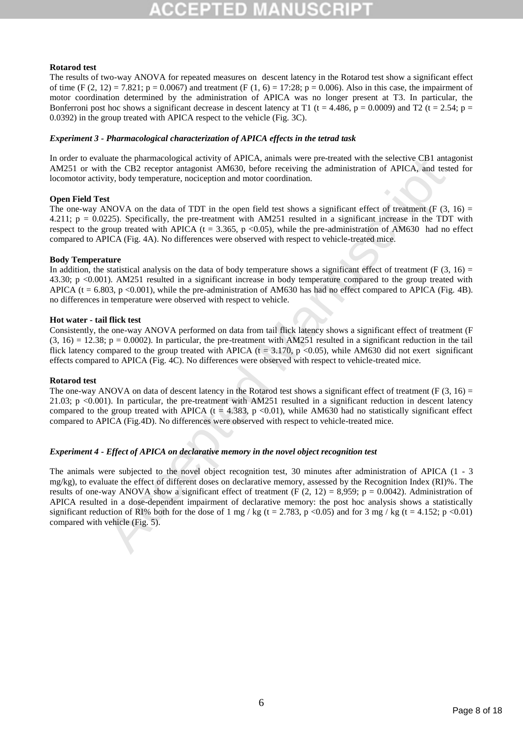**Rotarod test**

The results of two-way ANOVA for repeated measures on descent latency in the Rotarod test show a significant effect of time ($F(2, 12) = 7.821$; $p = 0.0067$) and treatment ($F(1, 6) = 17:28$; $p = 0.006$). Also in this case, the impairment of motor coordination determined by the administration of APICA was no longer present at T3. In particular, the Bonferroni post hoc shows a significant decrease in descent latency at T1 ($t = 4.486$, $p = 0.0009$) and T2 ($t = 2.54$; $p = 0.0392$) in the group treated with APICA respect to the vehicle (Fig. 3C).

***Experiment 3 - Pharmacological characterization of APICA effects in the tetrad task***

In order to evaluate the pharmacological activity of APICA, animals were pre-treated with the selective CB1 antagonist AM251 or with the CB2 receptor antagonist AM630, before receiving the administration of APICA, and tested for locomotor activity, body temperature, nociception and motor coordination.

**Open Field Test**

The one-way ANOVA on the data of TDT in the open field test shows a significant effect of treatment ($F(3, 16) = 4.211$; $p = 0.0225$). Specifically, the pre-treatment with AM251 resulted in a significant increase in the TDT with respect to the group treated with APICA ($t = 3.365$, $p < 0.05$), while the pre-administration of AM630 had no effect compared to APICA (Fig. 4A). No differences were observed with respect to vehicle-treated mice.

**Body Temperature**

In addition, the statistical analysis on the data of body temperature shows a significant effect of treatment ($F(3, 16) = 43.30$; $p < 0.001$). AM251 resulted in a significant increase in body temperature compared to the group treated with APICA ($t = 6.803$, $p < 0.001$), while the pre-administration of AM630 has had no effect compared to APICA (Fig. 4B). no differences in temperature were observed with respect to vehicle.

**Hot water - tail flick test**

Consistently, the one-way ANOVA performed on data from tail flick latency shows a significant effect of treatment ($F(3, 16) = 12.38$; $p = 0.0002$). In particular, the pre-treatment with AM251 resulted in a significant reduction in the tail flick latency compared to the group treated with APICA ($t = 3.170$, $p < 0.05$), while AM630 did not exert significant effects compared to APICA (Fig. 4C). No differences were observed with respect to vehicle-treated mice.

**Rotarod test**

The one-way ANOVA on data of descent latency in the Rotarod test shows a significant effect of treatment ($F(3, 16) = 21.03$; $p < 0.001$). In particular, the pre-treatment with AM251 resulted in a significant reduction in descent latency compared to the group treated with APICA ($t = 4.383$, $p < 0.01$), while AM630 had no statistically significant effect compared to APICA (Fig.4D). No differences were observed with respect to vehicle-treated mice.

***Experiment 4 - Effect of APICA on declarative memory in the novel object recognition test***

The animals were subjected to the novel object recognition test, 30 minutes after administration of APICA (1 - 3 mg/kg), to evaluate the effect of different doses on declarative memory, assessed by the Recognition Index (RI)%. The results of one-way ANOVA show a significant effect of treatment ($F(2, 12) = 8,959$; $p = 0.0042$). Administration of APICA resulted in a dose-dependent impairment of declarative memory: the post hoc analysis shows a statistically significant reduction of RI% both for the dose of 1 mg / kg ($t = 2.783$, $p < 0.05$) and for 3 mg / kg ($t = 4.152$; $p < 0.01$) compared with vehicle (Fig. 5).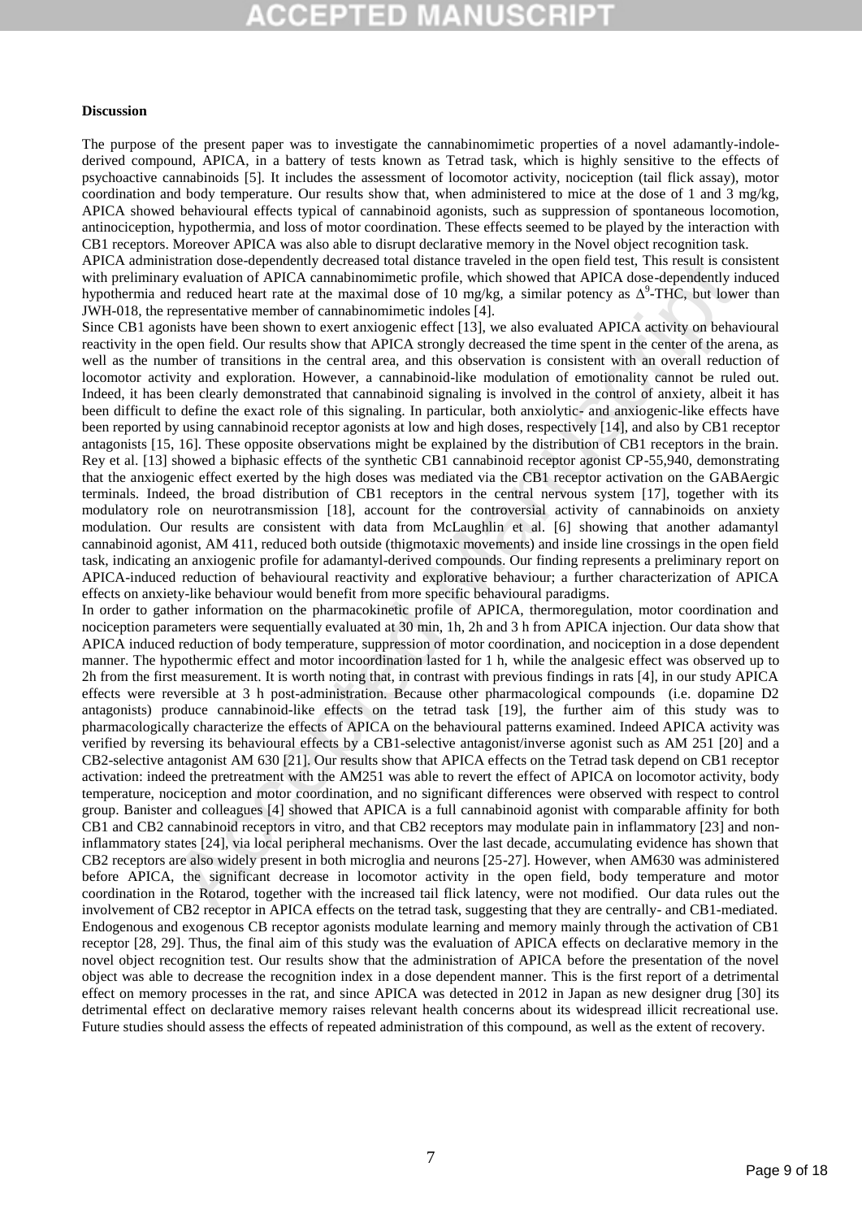**Discussion**

The purpose of the present paper was to investigate the cannabinomimetic properties of a novel adamantly-indole-derived compound, APICA, in a battery of tests known as Tetrad task, which is highly sensitive to the effects of psychoactive cannabinoids [5]. It includes the assessment of locomotor activity, nociception (tail flick assay), motor coordination and body temperature. Our results show that, when administered to mice at the dose of 1 and 3 mg/kg, APICA showed behavioural effects typical of cannabinoid agonists, such as suppression of spontaneous locomotion, antinociception, hypothermia, and loss of motor coordination. These effects seemed to be played by the interaction with CB1 receptors. Moreover APICA was also able to disrupt declarative memory in the Novel object recognition task.

APICA administration dose-dependently decreased total distance traveled in the open field test, This result is consistent with preliminary evaluation of APICA cannabinomimetic profile, which showed that APICA dose-dependently induced hypothermia and reduced heart rate at the maximal dose of 10 mg/kg, a similar potency as $\Delta^9$-THC, but lower than JWH-018, the representative member of cannabinomimetic indoles [4].

Since CB1 agonists have been shown to exert anxiogenic effect [13], we also evaluated APICA activity on behavioural reactivity in the open field. Our results show that APICA strongly decreased the time spent in the center of the arena, as well as the number of transitions in the central area, and this observation is consistent with an overall reduction of locomotor activity and exploration. However, a cannabinoid-like modulation of emotionality cannot be ruled out. Indeed, it has been clearly demonstrated that cannabinoid signaling is involved in the control of anxiety, albeit it has been difficult to define the exact role of this signaling. In particular, both anxiolytic- and anxiogenic-like effects have been reported by using cannabinoid receptor agonists at low and high doses, respectively [14], and also by CB1 receptor antagonists [15, 16]. These opposite observations might be explained by the distribution of CB1 receptors in the brain. Rey et al. [13] showed a biphasic effects of the synthetic CB1 cannabinoid receptor agonist CP-55,940, demonstrating that the anxiogenic effect exerted by the high doses was mediated via the CB1 receptor activation on the GABAergic terminals. Indeed, the broad distribution of CB1 receptors in the central nervous system [17], together with its modulatory role on neurotransmission [18], account for the controversial activity of cannabinoids on anxiety modulation. Our results are consistent with data from McLaughlin et al. [6] showing that another adamantyl cannabinoid agonist, AM 411, reduced both outside (thigmotaxic movements) and inside line crossings in the open field task, indicating an anxiogenic profile for adamantyl-derived compounds. Our finding represents a preliminary report on APICA-induced reduction of behavioural reactivity and explorative behaviour; a further characterization of APICA effects on anxiety-like behaviour would benefit from more specific behavioural paradigms.

In order to gather information on the pharmacokinetic profile of APICA, thermoregulation, motor coordination and nociception parameters were sequentially evaluated at 30 min, 1h, 2h and 3 h from APICA injection. Our data show that APICA induced reduction of body temperature, suppression of motor coordination, and nociception in a dose dependent manner. The hypothermic effect and motor incoordination lasted for 1 h, while the analgesic effect was observed up to 2h from the first measurement. It is worth noting that, in contrast with previous findings in rats [4], in our study APICA effects were reversible at 3 h post-administration. Because other pharmacological compounds (i.e. dopamine D2 antagonists) produce cannabinoid-like effects on the tetrad task [19], the further aim of this study was to pharmacologically characterize the effects of APICA on the behavioural patterns examined. Indeed APICA activity was verified by reversing its behavioural effects by a CB1-selective antagonist/inverse agonist such as AM 251 [20] and a CB2-selective antagonist AM 630 [21]. Our results show that APICA effects on the Tetrad task depend on CB1 receptor activation: indeed the pretreatment with the AM251 was able to revert the effect of APICA on locomotor activity, body temperature, nociception and motor coordination, and no significant differences were observed with respect to control group. Banister and colleagues [4] showed that APICA is a full cannabinoid agonist with comparable affinity for both CB1 and CB2 cannabinoid receptors in vitro, and that CB2 receptors may modulate pain in inflammatory [23] and non-inflammatory states [24], via local peripheral mechanisms. Over the last decade, accumulating evidence has shown that CB2 receptors are also widely present in both microglia and neurons [25-27]. However, when AM630 was administered before APICA, the significant decrease in locomotor activity in the open field, body temperature and motor coordination in the Rotarod, together with the increased tail flick latency, were not modified. Our data rules out the involvement of CB2 receptor in APICA effects on the tetrad task, suggesting that they are centrally- and CB1-mediated. Endogenous and exogenous CB receptor agonists modulate learning and memory mainly through the activation of CB1 receptor [28, 29]. Thus, the final aim of this study was the evaluation of APICA effects on declarative memory in the novel object recognition test. Our results show that the administration of APICA before the presentation of the novel object was able to decrease the recognition index in a dose dependent manner. This is the first report of a detrimental effect on memory processes in the rat, and since APICA was detected in 2012 in Japan as new designer drug [30] its detrimental effect on declarative memory raises relevant health concerns about its widespread illicit recreational use. Future studies should assess the effects of repeated administration of this compound, as well as the extent of recovery.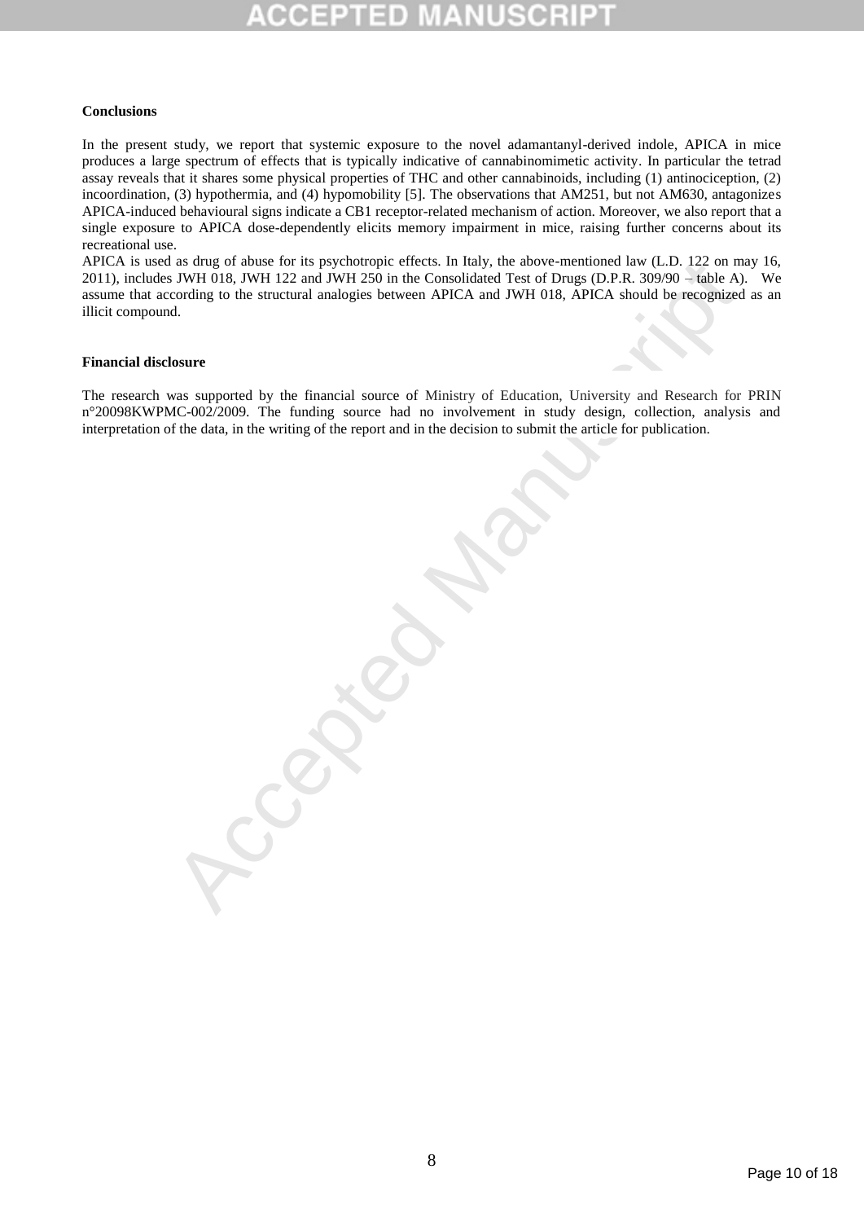**Conclusions**

In the present study, we report that systemic exposure to the novel adamantanyl-derived indole, APICA in mice produces a large spectrum of effects that is typically indicative of cannabinomimetic activity. In particular the tetrad assay reveals that it shares some physical properties of THC and other cannabinoids, including (1) antinociception, (2) incoordination, (3) hypothermia, and (4) hypomobility [5]. The observations that AM251, but not AM630, antagonizes APICA-induced behavioural signs indicate a CB1 receptor-related mechanism of action. Moreover, we also report that a single exposure to APICA dose-dependently elicits memory impairment in mice, raising further concerns about its recreational use.

APICA is used as drug of abuse for its psychotropic effects. In Italy, the above-mentioned law (L.D. 122 on may 16, 2011), includes JWH 018, JWH 122 and JWH 250 in the Consolidated Test of Drugs (D.P.R. 309/90 – table A). We assume that according to the structural analogies between APICA and JWH 018, APICA should be recognized as an illicit compound.

**Financial disclosure**

The research was supported by the financial source of Ministry of Education, University and Research for PRIN n°20098KWPMC-002/2009. The funding source had no involvement in study design, collection, analysis and interpretation of the data, in the writing of the report and in the decision to submit the article for publication.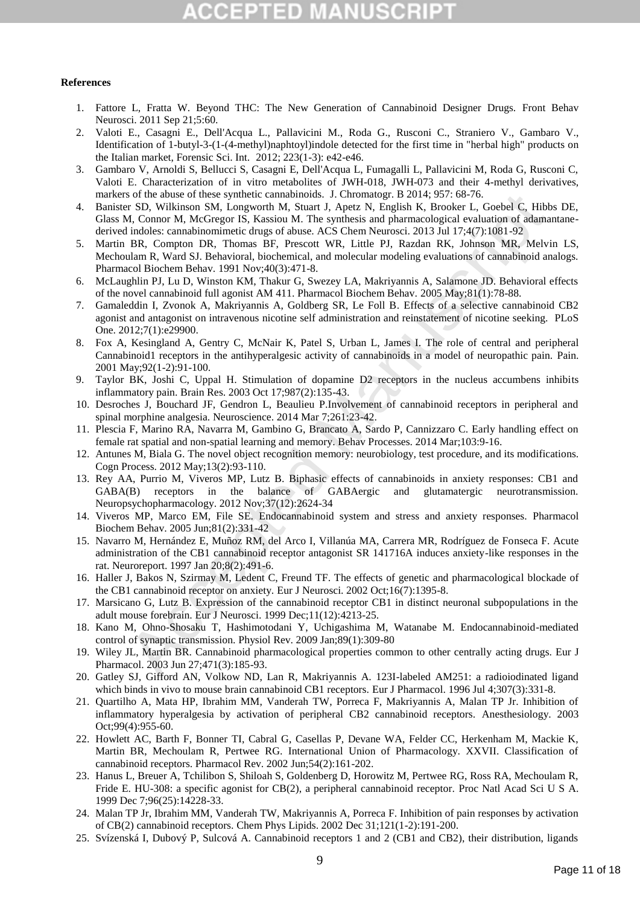**References**

1. Fattore L, Fratta W. Beyond THC: The New Generation of Cannabinoid Designer Drugs. Front Behav Neurosci. 2011 Sep 21;5:60.
2. Valoti E., Casagni E., Dell'Acqua L., Pallavicini M., Roda G., Rusconi C., Straniero V., Gambaro V., Identification of 1-butyl-3-(1-(4-methyl)naphtoyl)indole detected for the first time in "herbal high" products on the Italian market, Forensic Sci. Int. 2012; 223(1-3): e42-e46.
3. Gambaro V, Arnoldi S, Bellucci S, Casagni E, Dell'Acqua L, Fumagalli L, Pallavicini M, Roda G, Rusconi C, Valoti E. Characterization of in vitro metabolites of JWH-018, JWH-073 and their 4-methyl derivatives, markers of the abuse of these synthetic cannabinoids. J. Chromatogr. B 2014; 957: 68-76.
4. Banister SD, Wilkinson SM, Longworth M, Stuart J, Apetz N, English K, Brooker L, Goebel C, Hibbs DE, Glass M, Connor M, McGregor IS, Kassiou M. The synthesis and pharmacological evaluation of adamantane-derived indoles: cannabinomimetic drugs of abuse. ACS Chem Neurosci. 2013 Jul 17;4(7):1081-92
5. Martin BR, Compton DR, Thomas BF, Prescott WR, Little PJ, Razdan RK, Johnson MR, Melvin LS, Mechoulam R, Ward SJ. Behavioral, biochemical, and molecular modeling evaluations of cannabinoid analogs. Pharmacol Biochem Behav. 1991 Nov;40(3):471-8.
6. McLaughlin PJ, Lu D, Winston KM, Thakur G, Swezey LA, Makriyannis A, Salamone JD. Behavioral effects of the novel cannabinoid full agonist AM 411. Pharmacol Biochem Behav. 2005 May;81(1):78-88.
7. Gamaleddin I, Zvonok A, Makriyannis A, Goldberg SR, Le Foll B. Effects of a selective cannabinoid CB2 agonist and antagonist on intravenous nicotine self administration and reinstatement of nicotine seeking. PLoS One. 2012;7(1):e29900.
8. Fox A, Kesingland A, Gentry C, McNair K, Patel S, Urban L, James I. The role of central and peripheral Cannabinoid1 receptors in the antihyperalgesic activity of cannabinoids in a model of neuropathic pain. Pain. 2001 May;92(1-2):91-100.
9. Taylor BK, Joshi C, Uppal H. Stimulation of dopamine D2 receptors in the nucleus accumbens inhibits inflammatory pain. Brain Res. 2003 Oct 17;987(2):135-43.
10. Desroches J, Bouchard JF, Gendron L, Beaulieu P.Involvement of cannabinoid receptors in peripheral and spinal morphine analgesia. Neuroscience. 2014 Mar 7;261:23-42.
11. Plescia F, Marino RA, Navarra M, Gambino G, Brancato A, Sardo P, Cannizzaro C. Early handling effect on female rat spatial and non-spatial learning and memory. Behav Processes. 2014 Mar;103:9-16.
12. Antunes M, Biala G. The novel object recognition memory: neurobiology, test procedure, and its modifications. Cogn Process. 2012 May;13(2):93-110.
13. Rey AA, Purrio M, Viveros MP, Lutz B. Biphasic effects of cannabinoids in anxiety responses: CB1 and GABA(B) receptors in the balance of GABAergic and glutamatergic neurotransmission. Neuropsychopharmacology. 2012 Nov;37(12):2624-34
14. Viveros MP, Marco EM, File SE. Endocannabinoid system and stress and anxiety responses. Pharmacol Biochem Behav. 2005 Jun;81(2):331-42
15. Navarro M, Hernández E, Muñoz RM, del Arco I, Villanúa MA, Carrera MR, Rodríguez de Fonseca F. Acute administration of the CB1 cannabinoid receptor antagonist SR 141716A induces anxiety-like responses in the rat. Neuroreport. 1997 Jan 20;8(2):491-6.
16. Haller J, Bakos N, Szirmay M, Ledent C, Freund TF. The effects of genetic and pharmacological blockade of the CB1 cannabinoid receptor on anxiety. Eur J Neurosci. 2002 Oct;16(7):1395-8.
17. Marsicano G, Lutz B. Expression of the cannabinoid receptor CB1 in distinct neuronal subpopulations in the adult mouse forebrain. Eur J Neurosci. 1999 Dec;11(12):4213-25.
18. Kano M, Ohno-Shosaku T, Hashimotodani Y, Uchigashima M, Watanabe M. Endocannabinoid-mediated control of synaptic transmission. Physiol Rev. 2009 Jan;89(1):309-80
19. Wiley JL, Martin BR. Cannabinoid pharmacological properties common to other centrally acting drugs. Eur J Pharmacol. 2003 Jun 27;471(3):185-93.
20. Gatley SJ, Gifford AN, Volkow ND, Lan R, Makriyannis A. 123I-labeled AM251: a radioiodinated ligand which binds in vivo to mouse brain cannabinoid CB1 receptors. Eur J Pharmacol. 1996 Jul 4;307(3):331-8.
21. Quartilho A, Mata HP, Ibrahim MM, Vanderah TW, Porreca F, Makriyannis A, Malan TP Jr. Inhibition of inflammatory hyperalgesia by activation of peripheral CB2 cannabinoid receptors. Anesthesiology. 2003 Oct;99(4):955-60.
22. Howlett AC, Barth F, Bonner TI, Cabral G, Casellas P, Devane WA, Felder CC, Herkenham M, Mackie K, Martin BR, Mechoulam R, Pertwee RG. International Union of Pharmacology. XXVII. Classification of cannabinoid receptors. Pharmacol Rev. 2002 Jun;54(2):161-202.
23. Hanus L, Breuer A, Tchilibon S, Shiloah S, Goldenberg D, Horowitz M, Pertwee RG, Ross RA, Mechoulam R, Fride E. HU-308: a specific agonist for CB(2), a peripheral cannabinoid receptor. Proc Natl Acad Sci U S A. 1999 Dec 7;96(25):14228-33.
24. Malan TP Jr, Ibrahim MM, Vanderah TW, Makriyannis A, Porreca F. Inhibition of pain responses by activation of CB(2) cannabinoid receptors. Chem Phys Lipids. 2002 Dec 31;121(1-2):191-200.
25. Svízenská I, Dubový P, Sulcová A. Cannabinoid receptors 1 and 2 (CB1 and CB2), their distribution, ligands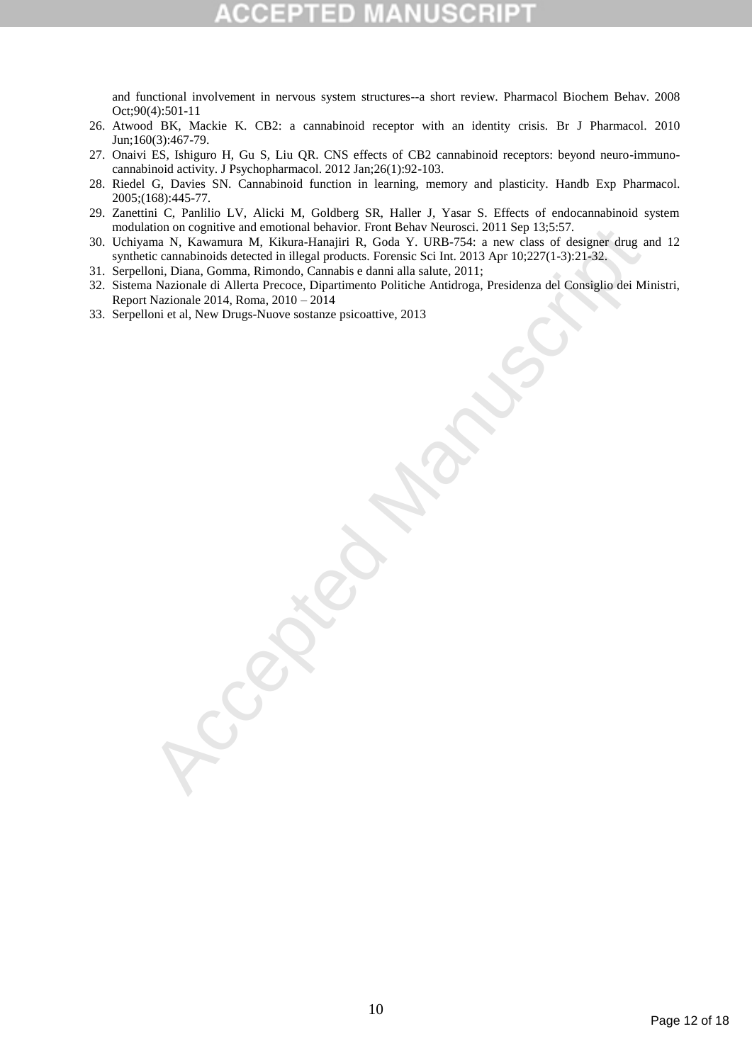and functional involvement in nervous system structures--a short review. Pharmacol Biochem Behav. 2008 Oct;90(4):501-11

26. Atwood BK, Mackie K. CB2: a cannabinoid receptor with an identity crisis. Br J Pharmacol. 2010 Jun;160(3):467-79.
27. Onaivi ES, Ishiguro H, Gu S, Liu QR. CNS effects of CB2 cannabinoid receptors: beyond neuro-immuno-cannabinoid activity. J Psychopharmacol. 2012 Jan;26(1):92-103.
28. Riedel G, Davies SN. Cannabinoid function in learning, memory and plasticity. Handb Exp Pharmacol. 2005;(168):445-77.
29. Zanettini C, Panlilio LV, Alicki M, Goldberg SR, Haller J, Yasar S. Effects of endocannabinoid system modulation on cognitive and emotional behavior. Front Behav Neurosci. 2011 Sep 13;5:57.
30. Uchiyama N, Kawamura M, Kikura-Hanajiri R, Goda Y. URB-754: a new class of designer drug and 12 synthetic cannabinoids detected in illegal products. Forensic Sci Int. 2013 Apr 10;227(1-3):21-32.
31. Serpelloni, Diana, Gomma, Rimondo, Cannabis e danni alla salute, 2011;
32. Sistema Nazionale di Allerta Precoce, Dipartimento Politiche Antidroga, Presidenza del Consiglio dei Ministri, Report Nazionale 2014, Roma, 2010 – 2014
33. Serpelloni et al, New Drugs-Nuove sostanze psicoattive, 2013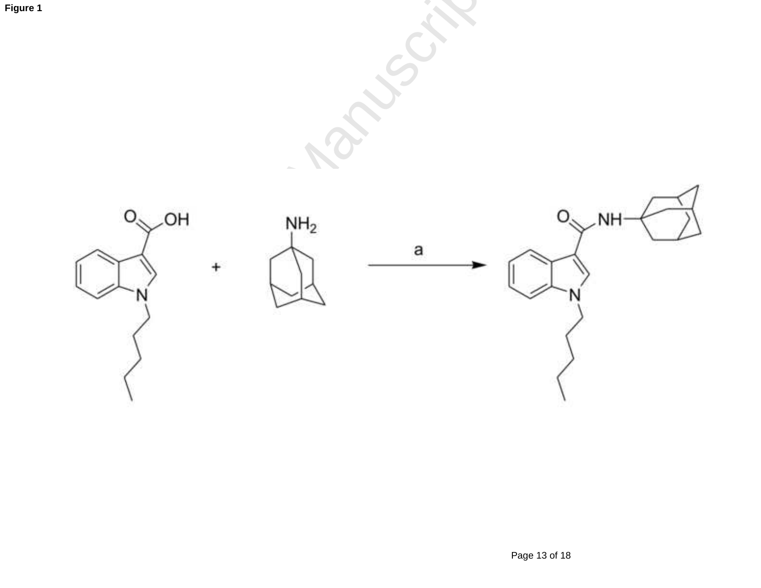**Figure 1**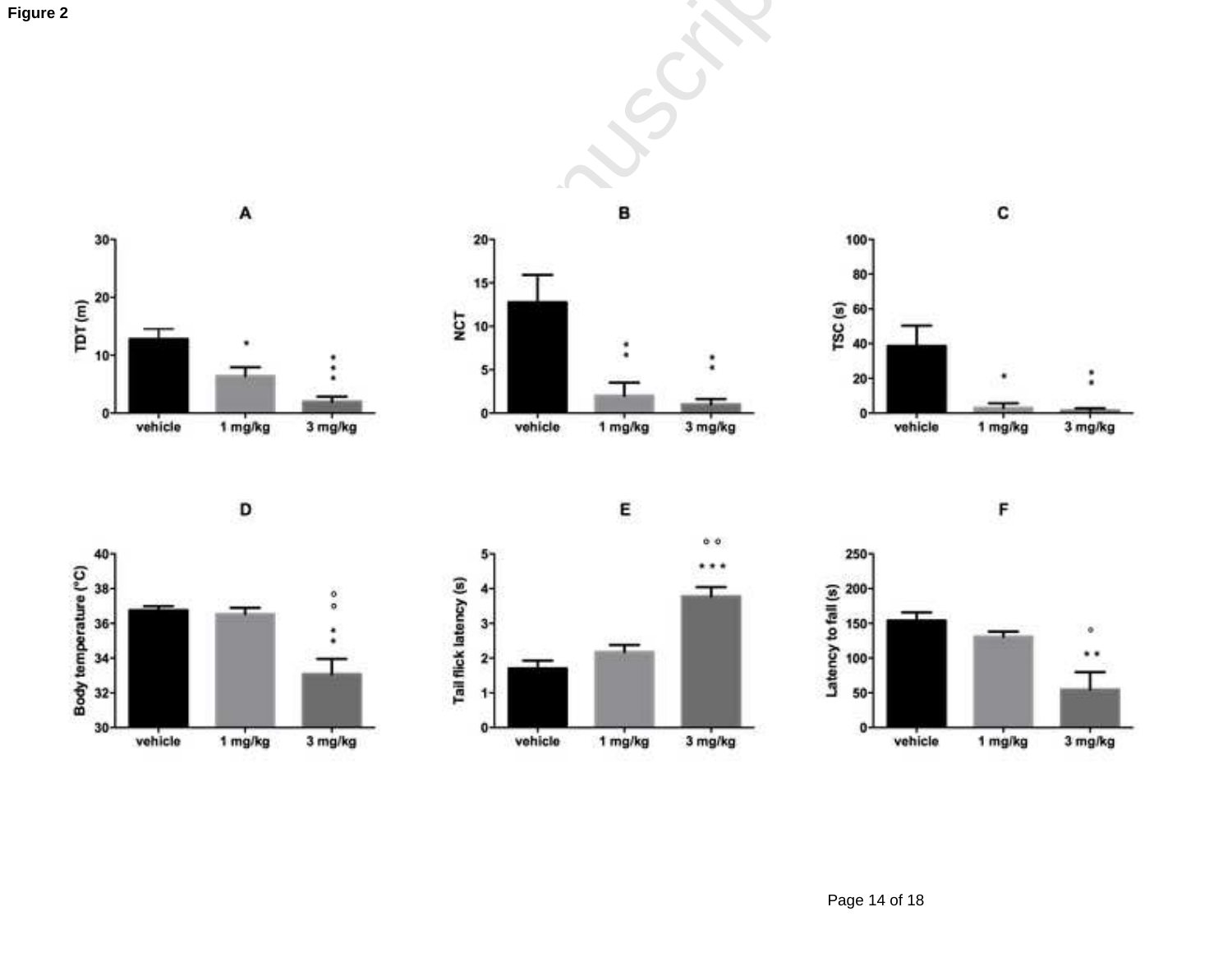**Figure 2**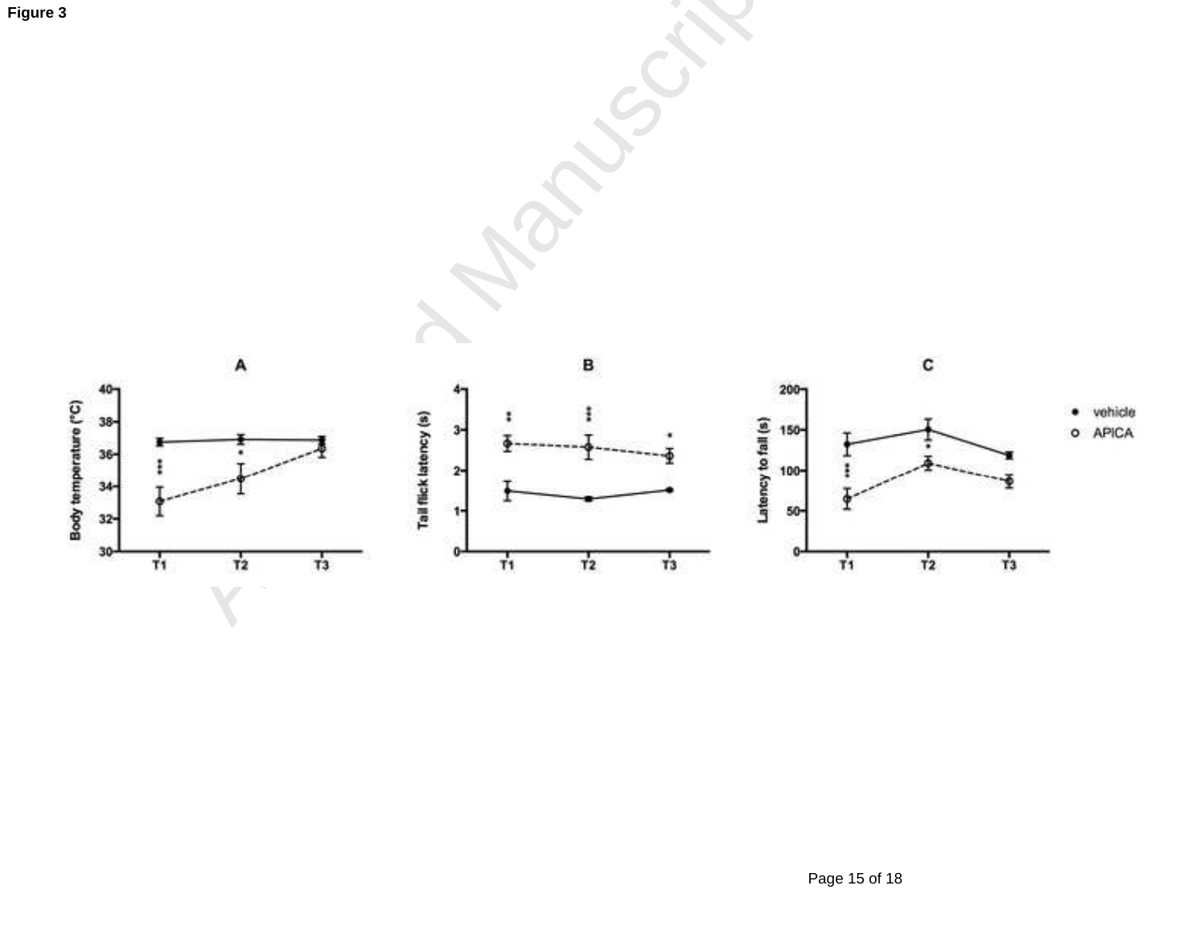Figure 3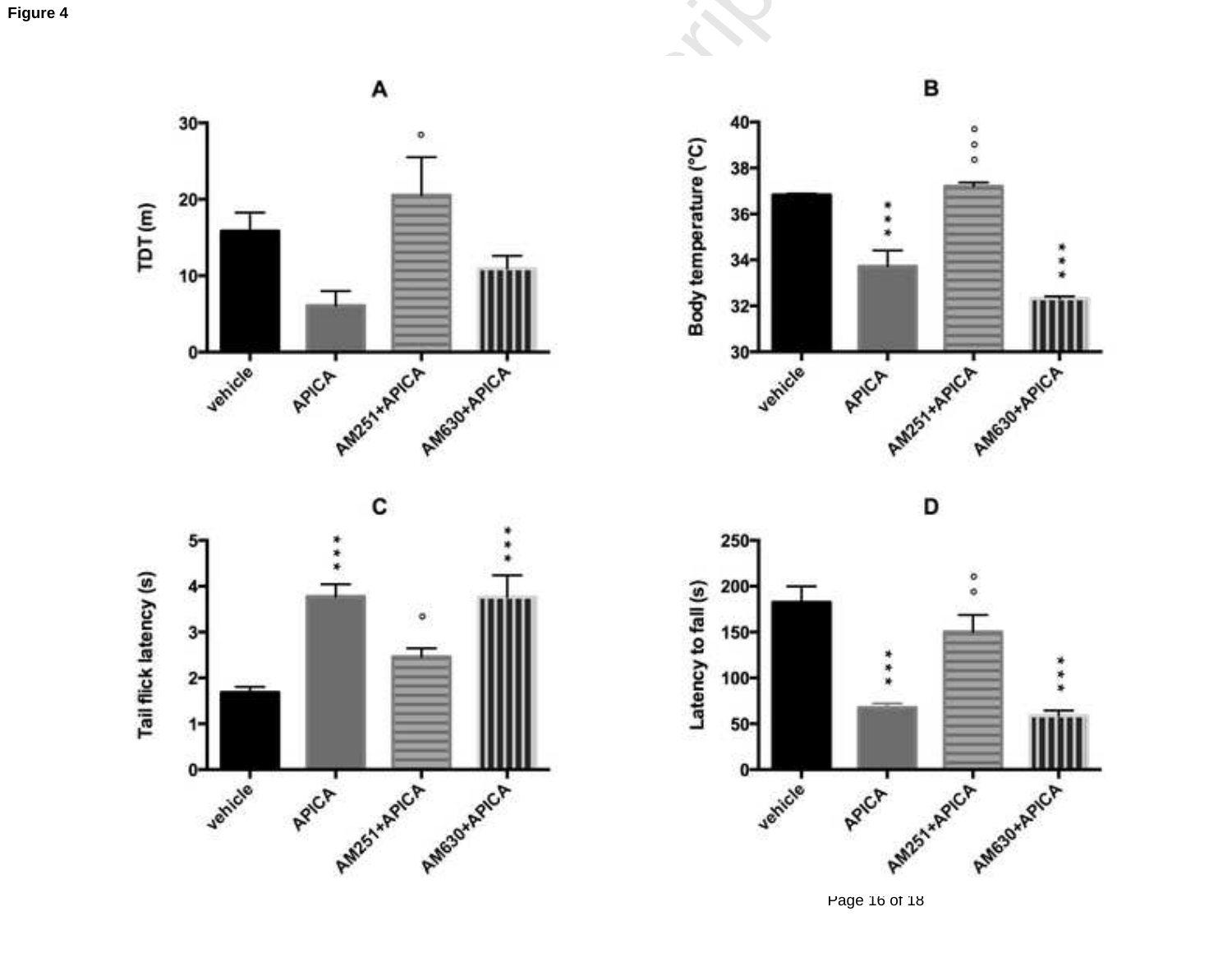Figure 4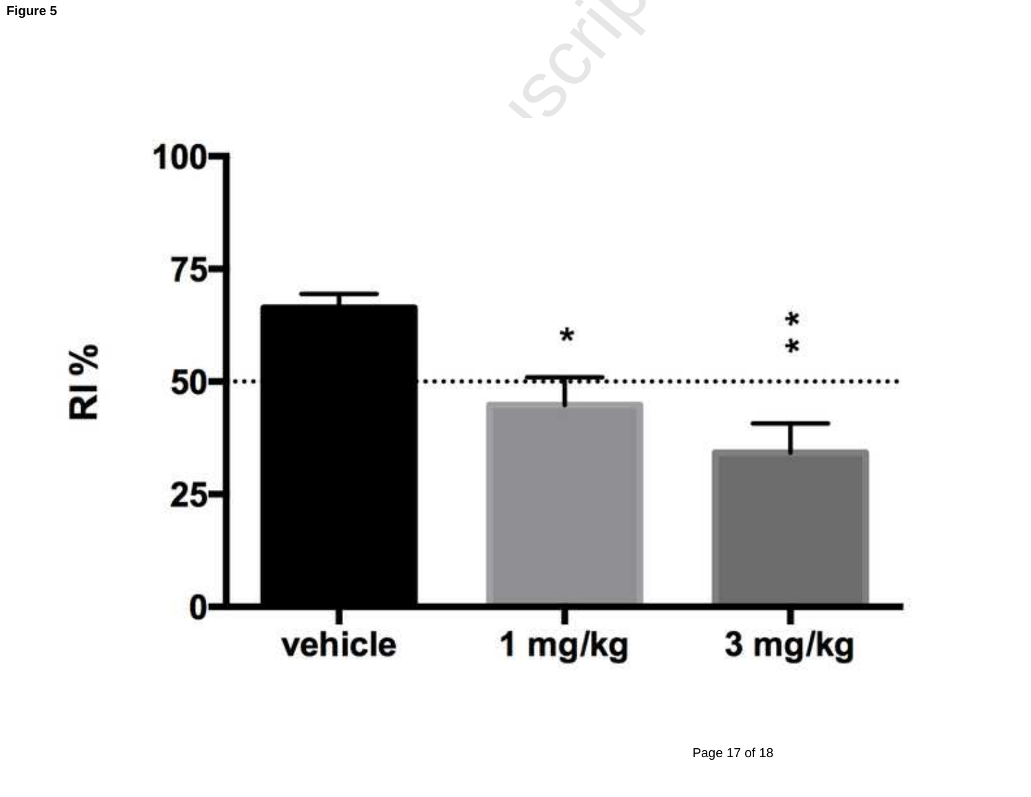**Figure 5**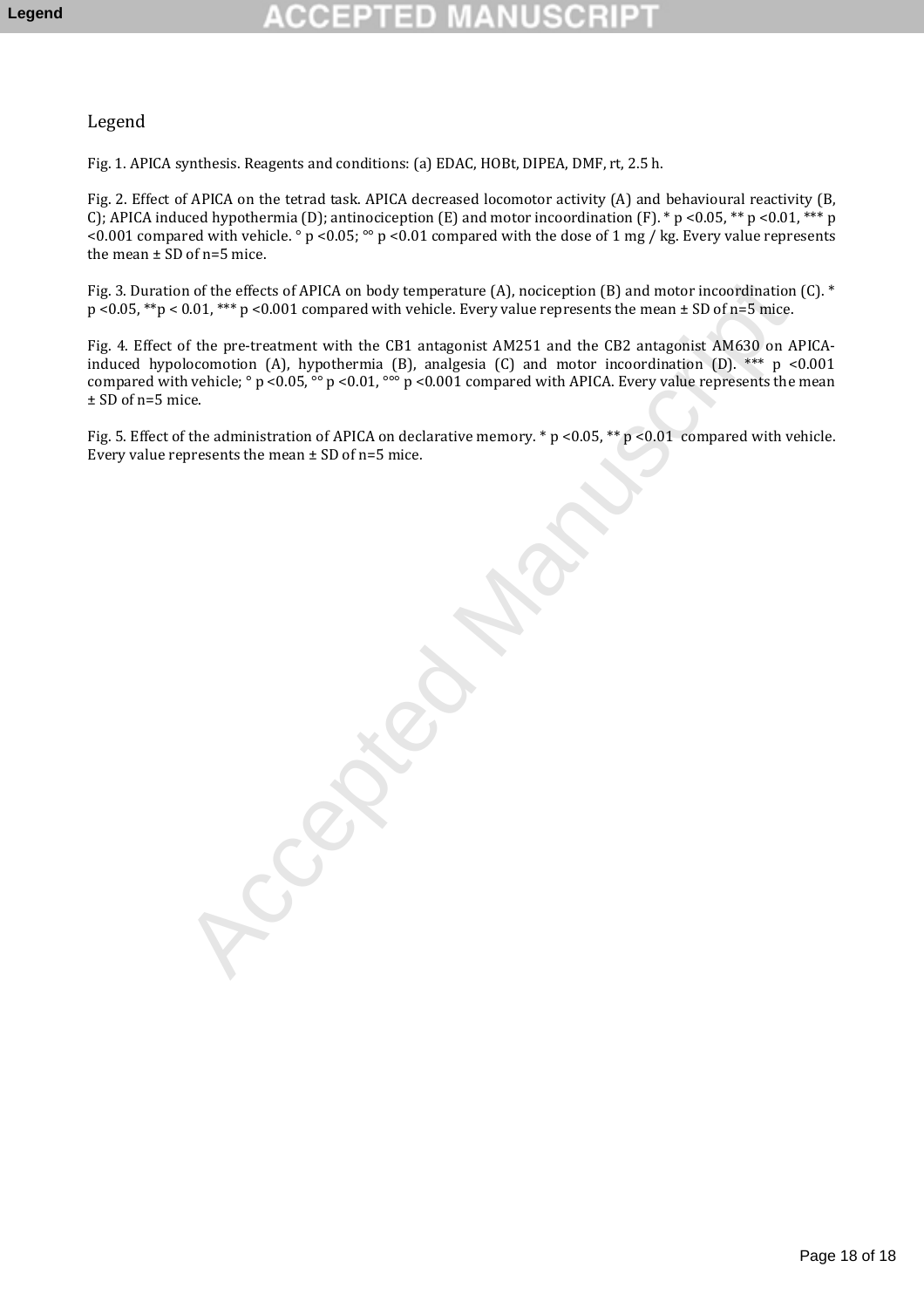# Legend

Fig. 1. APICA synthesis. Reagents and conditions: (a) EDAC, HOBt, DIPEA, DMF, rt, 2.5 h.

Fig. 2. Effect of APICA on the tetrad task. APICA decreased locomotor activity (A) and behavioural reactivity (B, C); APICA induced hypothermia (D); antinociception (E) and motor incoordination (F). * $p < 0.05$, ** $p < 0.01$, *** $p < 0.001$ compared with vehicle. ° $p < 0.05$; °° $p < 0.01$ compared with the dose of 1 mg / kg. Every value represents the mean ± SD of n=5 mice.

Fig. 3. Duration of the effects of APICA on body temperature (A), nociception (B) and motor incoordination (C). * $p < 0.05$, ** $p < 0.01$, *** $p < 0.001$ compared with vehicle. Every value represents the mean ± SD of n=5 mice.

Fig. 4. Effect of the pre-treatment with the CB1 antagonist AM251 and the CB2 antagonist AM630 on APICA-induced hypolocomotion (A), hypothermia (B), analgesia (C) and motor incoordination (D). *** $p < 0.001$ compared with vehicle; ° $p < 0.05$, °° $p < 0.01$, °°° $p < 0.001$ compared with APICA. Every value represents the mean ± SD of n=5 mice.

Fig. 5. Effect of the administration of APICA on declarative memory. * $p < 0.05$, ** $p < 0.01$ compared with vehicle. Every value represents the mean ± SD of n=5 mice.